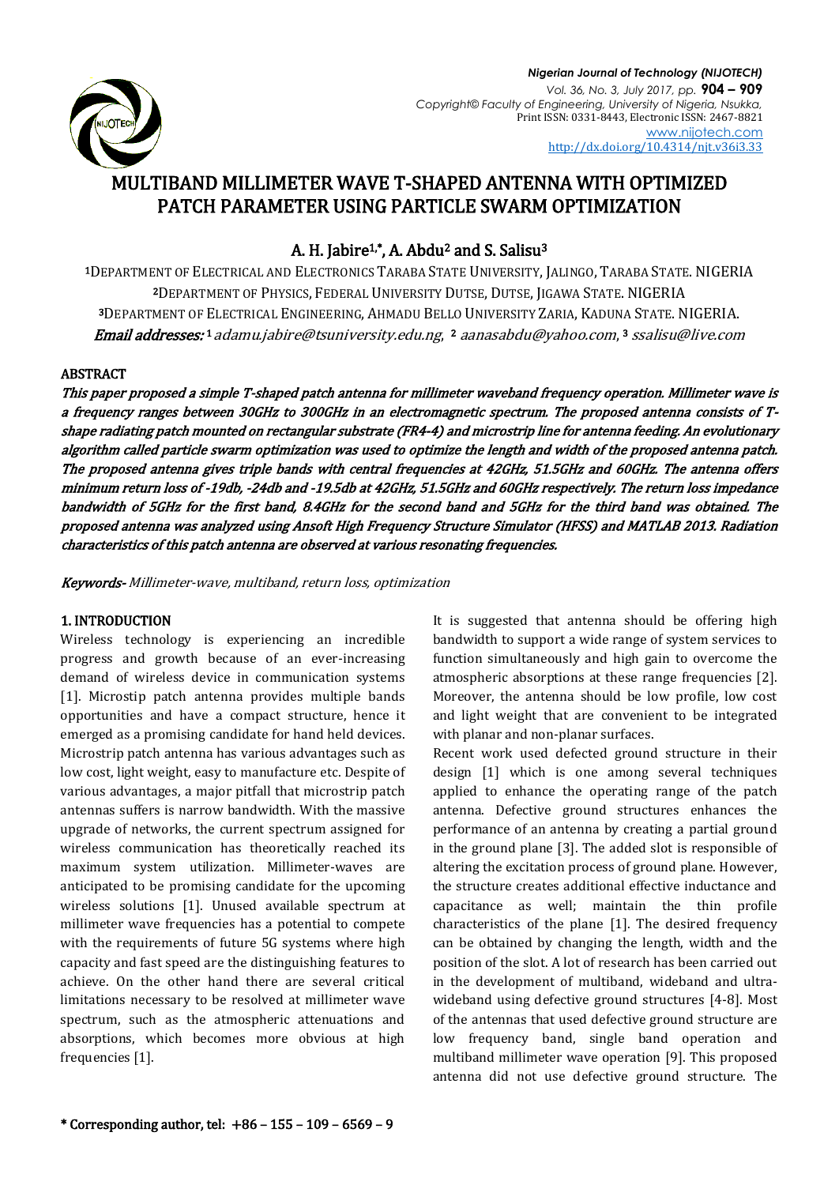# MULTIBAND MILLIMETER WAVE T-SHAPED ANTENNA WITH OPTIMIZED PATCH PARAMETER USING PARTICLE SWARM OPTIMIZATION

**A. H. Jabire[1,*], A. Abdu[2] and S. Salisu[3]**

[1]DEPARTMENT OF ELECTRICAL AND ELECTRONICS TARABA STATE UNIVERSITY, JALINGO, TARABA STATE. NIGERIA
[2]DEPARTMENT OF PHYSICS, FEDERAL UNIVERSITY DUTSE, DUTSE, JIGAWA STATE. NIGERIA
[3]DEPARTMENT OF ELECTRICAL ENGINEERING, AHMADU BELLO UNIVERSITY ZARIA, KADUNA STATE. NIGERIA.

***Email addresses:*** [1] *adamu.jabire@tsuniversity.edu.ng*, [2] *aanasabdu@yahoo.com*, [3] *ssalisu@live.com*

## ABSTRACT

***This paper proposed a simple T-shaped patch antenna for millimeter waveband frequency operation. Millimeter wave is a frequency ranges between 30GHz to 300GHz in an electromagnetic spectrum. The proposed antenna consists of T-shape radiating patch mounted on rectangular substrate (FR4-4) and microstrip line for antenna feeding. An evolutionary algorithm called particle swarm optimization was used to optimize the length and width of the proposed antenna patch. The proposed antenna gives triple bands with central frequencies at 42GHz, 51.5GHz and 60GHz. The antenna offers minimum return loss of -19db, -24db and -19.5db at 42GHz, 51.5GHz and 60GHz respectively. The return loss impedance bandwidth of 5GHz for the first band, 8.4GHz for the second band and 5GHz for the third band was obtained. The proposed antenna was analyzed using Ansoft High Frequency Structure Simulator (HFSS) and MATLAB 2013. Radiation characteristics of this patch antenna are observed at various resonating frequencies.***

***Keywords-*** *Millimeter-wave, multiband, return loss, optimization*

## 1. INTRODUCTION

Wireless technology is experiencing an incredible progress and growth because of an ever-increasing demand of wireless device in communication systems [1]. Microstip patch antenna provides multiple bands opportunities and have a compact structure, hence it emerged as a promising candidate for hand held devices. Microstrip patch antenna has various advantages such as low cost, light weight, easy to manufacture etc. Despite of various advantages, a major pitfall that microstrip patch antennas suffers is narrow bandwidth. With the massive upgrade of networks, the current spectrum assigned for wireless communication has theoretically reached its maximum system utilization. Millimeter-waves are anticipated to be promising candidate for the upcoming wireless solutions [1]. Unused available spectrum at millimeter wave frequencies has a potential to compete with the requirements of future 5G systems where high capacity and fast speed are the distinguishing features to achieve. On the other hand there are several critical limitations necessary to be resolved at millimeter wave spectrum, such as the atmospheric attenuations and absorptions, which becomes more obvious at high frequencies [1].

It is suggested that antenna should be offering high bandwidth to support a wide range of system services to function simultaneously and high gain to overcome the atmospheric absorptions at these range frequencies [2]. Moreover, the antenna should be low profile, low cost and light weight that are convenient to be integrated with planar and non-planar surfaces.

Recent work used defected ground structure in their design [1] which is one among several techniques applied to enhance the operating range of the patch antenna. Defective ground structures enhances the performance of an antenna by creating a partial ground in the ground plane [3]. The added slot is responsible of altering the excitation process of ground plane. However, the structure creates additional effective inductance and capacitance as well; maintain the thin profile characteristics of the plane [1]. The desired frequency can be obtained by changing the length, width and the position of the slot. A lot of research has been carried out in the development of multiband, wideband and ultra-wideband using defective ground structures [4-8]. Most of the antennas that used defective ground structure are low frequency band, single band operation and multiband millimeter wave operation [9]. This proposed antenna did not use defective ground structure. The

**\* Corresponding author, tel: +86 – 155 – 109 – 6569 – 9**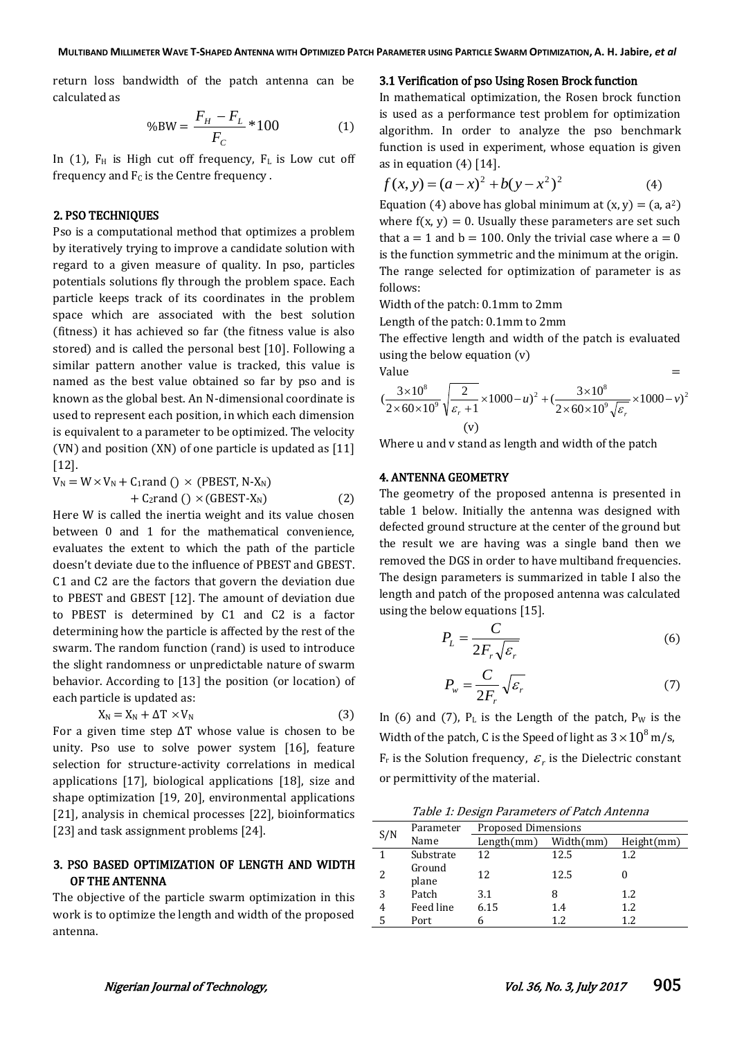return loss bandwidth of the patch antenna can be calculated as

$$\%\text{BW} = \frac{F_H - F_L}{F_C} * 100 \qquad (1)$$

In (1), $F_H$ is High cut off frequency, $F_L$ is Low cut off frequency and $F_C$ is the Centre frequency .

## 2. PSO TECHNIQUES

Pso is a computational method that optimizes a problem by iteratively trying to improve a candidate solution with regard to a given measure of quality. In pso, particles potentials solutions fly through the problem space. Each particle keeps track of its coordinates in the problem space which are associated with the best solution (fitness) it has achieved so far (the fitness value is also stored) and is called the personal best [10]. Following a similar pattern another value is tracked, this value is named as the best value obtained so far by pso and is known as the global best. An N-dimensional coordinate is used to represent each position, in which each dimension is equivalent to a parameter to be optimized. The velocity (VN) and position (XN) of one particle is updated as [11] [12].

$$V_N = W \times V_N + C_1\text{rand}() \times (\text{PBEST}, \text{N-}X_N) + C_2\text{rand}() \times (\text{GBEST-}X_N) \qquad (2)$$

Here W is called the inertia weight and its value chosen between 0 and 1 for the mathematical convenience, evaluates the extent to which the path of the particle doesn't deviate due to the influence of PBEST and GBEST. C1 and C2 are the factors that govern the deviation due to PBEST and GBEST [12]. The amount of deviation due to PBEST is determined by C1 and C2 is a factor determining how the particle is affected by the rest of the swarm. The random function (rand) is used to introduce the slight randomness or unpredictable nature of swarm behavior. According to [13] the position (or location) of each particle is updated as:

$$X_N = X_N + \Delta T \times V_N \qquad (3)$$

For a given time step ΔT whose value is chosen to be unity. Pso use to solve power system [16], feature selection for structure-activity correlations in medical applications [17], biological applications [18], size and shape optimization [19, 20], environmental applications [21], analysis in chemical processes [22], bioinformatics [23] and task assignment problems [24].

## 3. PSO BASED OPTIMIZATION OF LENGTH AND WIDTH OF THE ANTENNA

The objective of the particle swarm optimization in this work is to optimize the length and width of the proposed antenna.

### 3.1 Verification of pso Using Rosen Brock function

In mathematical optimization, the Rosen brock function is used as a performance test problem for optimization algorithm. In order to analyze the pso benchmark function is used in experiment, whose equation is given as in equation (4) [14].

$$f(x, y) = (a - x)^2 + b(y - x^2)^2 \qquad (4)$$

Equation (4) above has global minimum at $(x, y) = (a, a^2)$ where $f(x, y) = 0$. Usually these parameters are set such that $a = 1$ and $b = 100$. Only the trivial case where $a = 0$ is the function symmetric and the minimum at the origin.

The range selected for optimization of parameter is as follows:

Width of the patch: 0.1mm to 2mm

Length of the patch: 0.1mm to 2mm

The effective length and width of the patch is evaluated using the below equation (v)

Value =

$$\left(\frac{3\times10^8}{2\times60\times10^9}\sqrt{\frac{2}{\varepsilon_r+1}}\times1000-u\right)^2+\left(\frac{3\times10^8}{2\times60\times10^9\sqrt{\varepsilon_r}}\times1000-v\right)^2 \qquad \text{(v)}$$

Where u and v stand as length and width of the patch

## 4. ANTENNA GEOMETRY

The geometry of the proposed antenna is presented in table 1 below. Initially the antenna was designed with defected ground structure at the center of the ground but the result we are having was a single band then we removed the DGS in order to have multiband frequencies. The design parameters is summarized in table I also the length and patch of the proposed antenna was calculated using the below equations [15].

$$P_L = \frac{C}{2F_r\sqrt{\varepsilon_r}} \qquad (6)$$

$$P_w = \frac{C}{2F_r}\sqrt{\varepsilon_r} \qquad (7)$$

In (6) and (7), $P_L$ is the Length of the patch, $P_W$ is the Width of the patch, C is the Speed of light as $3\times10^8$ m/s, $F_r$ is the Solution frequency, $\varepsilon_r$ is the Dielectric constant or permittivity of the material.

*Table 1: Design Parameters of Patch Antenna*

| S/N | Parameter Name | Proposed Dimensions | | |
|---|---|---|---|---|
| | | Length(mm) | Width(mm) | Height(mm) |
| 1 | Substrate | 12 | 12.5 | 1.2 |
| 2 | Ground plane | 12 | 12.5 | 0 |
| 3 | Patch | 3.1 | 8 | 1.2 |
| 4 | Feed line | 6.15 | 1.4 | 1.2 |
| 5 | Port | 6 | 1.2 | 1.2 |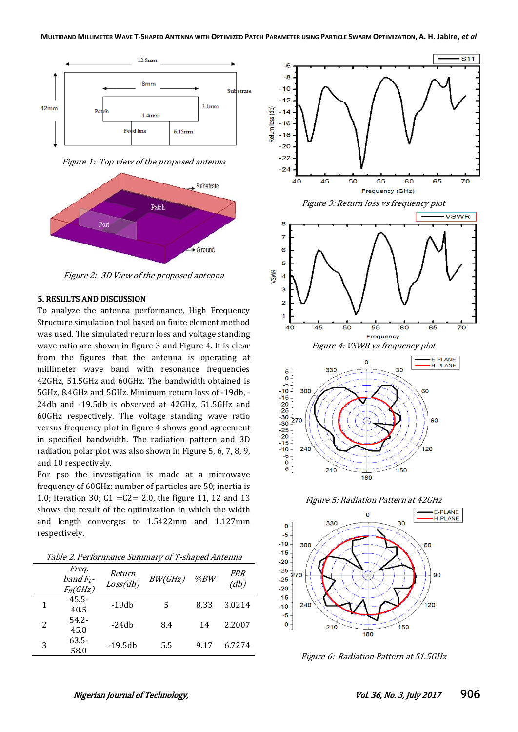Figure 1: Top view of the proposed antenna

Figure 2: 3D View of the proposed antenna

Figure 3: Return loss vs frequency plot

Figure 4: VSWR vs frequency plot

Figure 5: Radiation Pattern at 42GHz

Figure 6: Radiation Pattern at 51.5GHz

## 5. RESULTS AND DISCUSSION

To analyze the antenna performance, High Frequency Structure simulation tool based on finite element method was used. The simulated return loss and voltage standing wave ratio are shown in figure 3 and Figure 4. It is clear from the figures that the antenna is operating at millimeter wave band with resonance frequencies 42GHz, 51.5GHz and 60GHz. The bandwidth obtained is 5GHz, 8.4GHz and 5GHz. Minimum return loss of -19db, -24db and -19.5db is observed at 42GHz, 51.5GHz and 60GHz respectively. The voltage standing wave ratio versus frequency plot in figure 4 shows good agreement in specified bandwidth. The radiation pattern and 3D radiation polar plot was also shown in Figure 5, 6, 7, 8, 9, and 10 respectively.

For pso the investigation is made at a microwave frequency of 60GHz; number of particles are 50; inertia is 1.0; iteration 30; C1 =C2= 2.0, the figure 11, 12 and 13 shows the result of the optimization in which the width and length converges to 1.5422mm and 1.127mm respectively.

*Table 2. Performance Summary of T-shaped Antenna*

| | Freq. band $F_L$-$F_H$(GHz) | Return Loss(db) | BW(GHz) | %BW | FBR (db) |
|---|---|---|---|---|---|
| 1 | 45.5-40.5 | -19db | 5 | 8.33 | 3.0214 |
| 2 | 54.2-45.8 | -24db | 8.4 | 14 | 2.2007 |
| 3 | 63.5-58.0 | -19.5db | 5.5 | 9.17 | 6.7274 |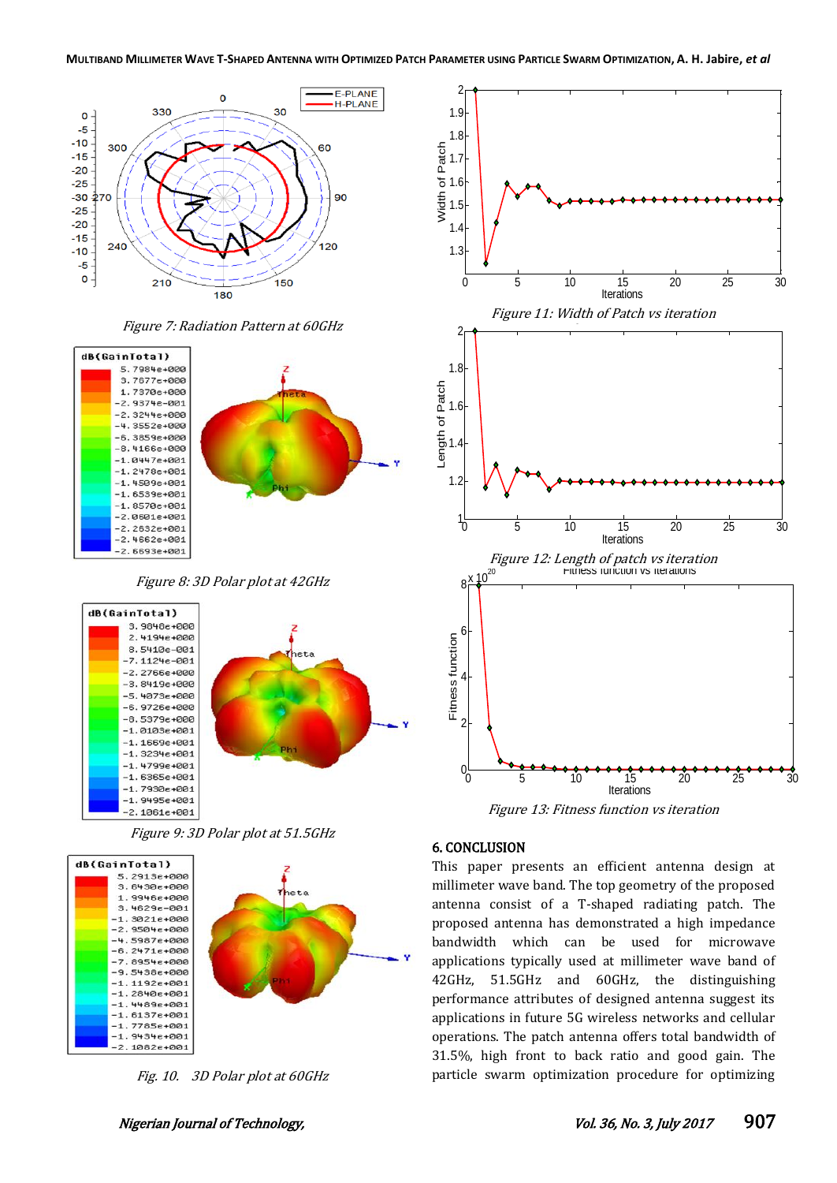Figure 7: Radiation Pattern at 60GHz

Figure 8: 3D Polar plot at 42GHz

Figure 9: 3D Polar plot at 51.5GHz

Fig. 10. 3D Polar plot at 60GHz

Figure 11: Width of Patch vs iteration

Figure 12: Length of patch vs iteration

Figure 13: Fitness function vs iteration

## 6. CONCLUSION

This paper presents an efficient antenna design at millimeter wave band. The top geometry of the proposed antenna consist of a T-shaped radiating patch. The proposed antenna has demonstrated a high impedance bandwidth which can be used for microwave applications typically used at millimeter wave band of 42GHz, 51.5GHz and 60GHz, the distinguishing performance attributes of designed antenna suggest its applications in future 5G wireless networks and cellular operations. The patch antenna offers total bandwidth of 31.5%, high front to back ratio and good gain. The particle swarm optimization procedure for optimizing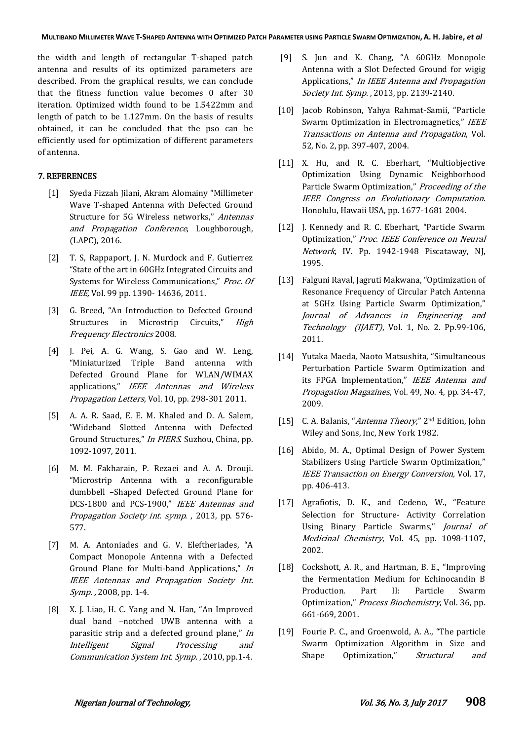the width and length of rectangular T-shaped patch antenna and results of its optimized parameters are described. From the graphical results, we can conclude that the fitness function value becomes 0 after 30 iteration. Optimized width found to be 1.5422mm and length of patch to be 1.127mm. On the basis of results obtained, it can be concluded that the pso can be efficiently used for optimization of different parameters of antenna.

## 7. REFERENCES

[1] Syeda Fizzah Jilani, Akram Alomainy "Millimeter Wave T-shaped Antenna with Defected Ground Structure for 5G Wireless networks," *Antennas and Propagation Conference*, Loughborough, (LAPC), 2016.

[2] T. S, Rappaport, J. N. Murdock and F. Gutierrez "State of the art in 60GHz Integrated Circuits and Systems for Wireless Communications," *Proc. Of IEEE,* Vol. 99 pp. 1390- 14636, 2011.

[3] G. Breed, "An Introduction to Defected Ground Structures in Microstrip Circuits," *High Frequency Electronics* 2008.

[4] J. Pei, A. G. Wang, S. Gao and W. Leng, "Miniaturized Triple Band antenna with Defected Ground Plane for WLAN/WIMAX applications," *IEEE Antennas and Wireless Propagation Letters*, Vol. 10, pp. 298-301 2011.

[5] A. A. R. Saad, E. E. M. Khaled and D. A. Salem, "Wideband Slotted Antenna with Defected Ground Structures," *In PIERS.* Suzhou, China, pp. 1092-1097, 2011.

[6] M. M. Fakharain, P. Rezaei and A. A. Drouji. "Microstrip Antenna with a reconfigurable dumbbell –Shaped Defected Ground Plane for DCS-1800 and PCS-1900," *IEEE Antennas and Propagation Society int. symp.* , 2013, pp. 576-577.

[7] M. A. Antoniades and G. V. Eleftheriades, "A Compact Monopole Antenna with a Defected Ground Plane for Multi-band Applications," *In IEEE Antennas and Propagation Society Int. Symp. ,* 2008, pp. 1-4.

[8] X. J. Liao, H. C. Yang and N. Han, "An Improved dual band –notched UWB antenna with a parasitic strip and a defected ground plane," *In Intelligent Signal Processing and Communication System Int. Symp.* , 2010, pp.1-4.

[9] S. Jun and K. Chang, "A 60GHz Monopole Antenna with a Slot Defected Ground for wigig Applications," *In IEEE Antenna and Propagation Society Int. Symp.* , 2013, pp. 2139-2140.

[10] Jacob Robinson, Yahya Rahmat-Samii, "Particle Swarm Optimization in Electromagnetics," *IEEE Transactions on Antenna and Propagation*, Vol. 52, No. 2, pp. 397-407, 2004.

[11] X. Hu, and R. C. Eberhart, "Multiobjective Optimization Using Dynamic Neighborhood Particle Swarm Optimization," *Proceeding of the IEEE Congress on Evolutionary Computation*. Honolulu, Hawaii USA, pp. 1677-1681 2004.

[12] J. Kennedy and R. C. Eberhart, "Particle Swarm Optimization," *Proc. IEEE Conference on Neural Network*, IV. Pp. 1942-1948 Piscataway, NJ, 1995.

[13] Falguni Raval, Jagruti Makwana, "Optimization of Resonance Frequency of Circular Patch Antenna at 5GHz Using Particle Swarm Optimization," *Journal of Advances in Engineering and Technology (IJAET)*, Vol. 1, No. 2. Pp.99-106, 2011.

[14] Yutaka Maeda, Naoto Matsushita, "Simultaneous Perturbation Particle Swarm Optimization and its FPGA Implementation," *IEEE Antenna and Propagation Magazines*, Vol. 49, No. 4, pp. 34-47, 2009.

[15] C. A. Balanis, "*Antenna Theory*," 2nd Edition, John Wiley and Sons, Inc, New York 1982.

[16] Abido, M. A., Optimal Design of Power System Stabilizers Using Particle Swarm Optimization," *IEEE Transaction on Energy Conversion,* Vol. 17, pp. 406-413.

[17] Agrafiotis, D. K., and Cedeno, W., "Feature Selection for Structure- Activity Correlation Using Binary Particle Swarms," *Journal of Medicinal Chemistry*, Vol. 45, pp. 1098-1107, 2002.

[18] Cockshott, A. R., and Hartman, B. E., "Improving the Fermentation Medium for Echinocandin B Production. Part II: Particle Swarm Optimization," *Process Biochemistry*, Vol. 36, pp. 661-669, 2001.

[19] Fourie P. C., and Groenwold, A. A., "The particle Swarm Optimization Algorithm in Size and Shape Optimization," *Structural and*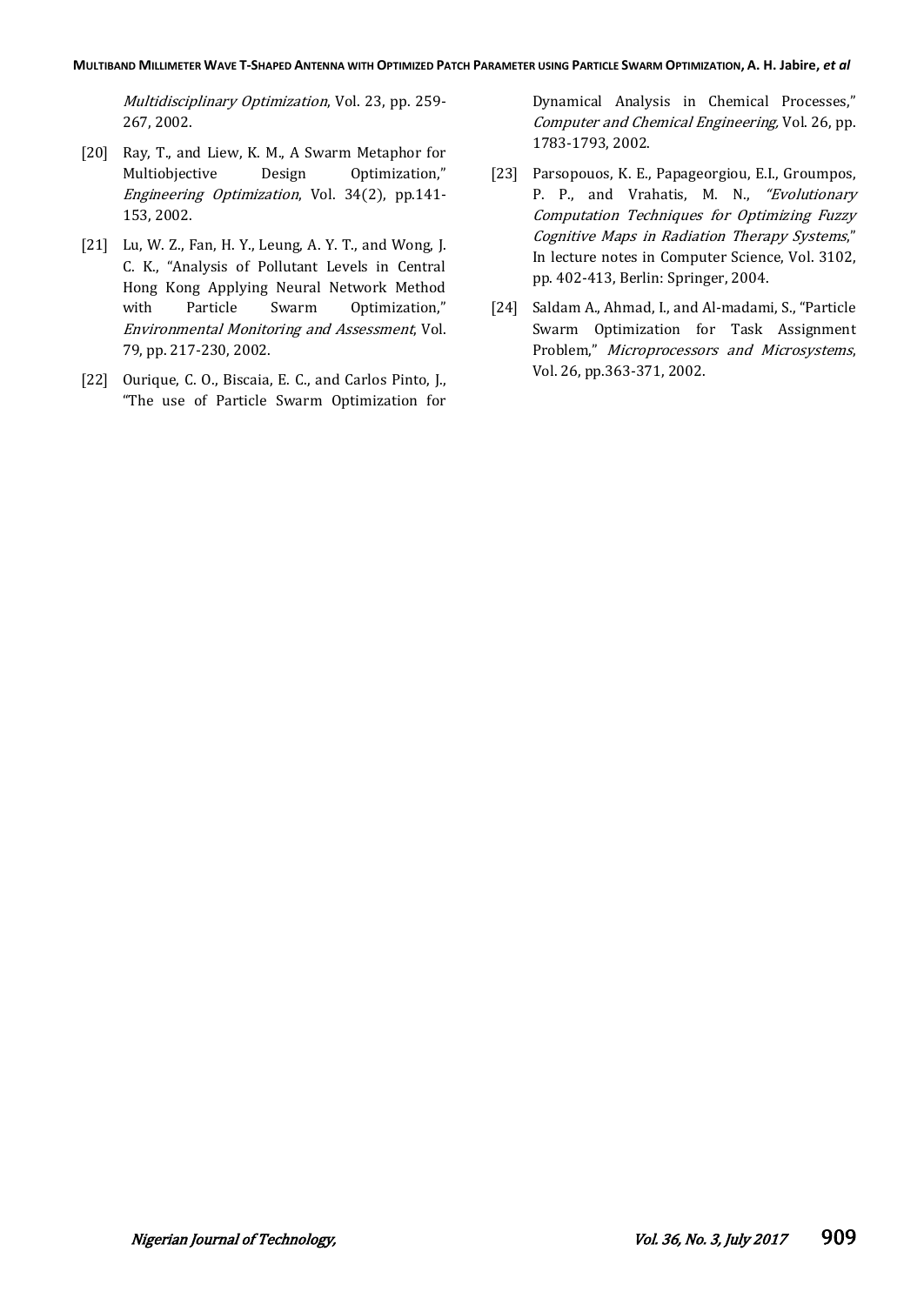*Multidisciplinary Optimization*, Vol. 23, pp. 259-267, 2002.

[20] Ray, T., and Liew, K. M., A Swarm Metaphor for Multiobjective Design Optimization," *Engineering Optimization*, Vol. 34(2), pp.141-153, 2002.

[21] Lu, W. Z., Fan, H. Y., Leung, A. Y. T., and Wong, J. C. K., "Analysis of Pollutant Levels in Central Hong Kong Applying Neural Network Method with Particle Swarm Optimization," *Environmental Monitoring and Assessment*, Vol. 79, pp. 217-230, 2002.

[22] Ourique, C. O., Biscaia, E. C., and Carlos Pinto, J., "The use of Particle Swarm Optimization for Dynamical Analysis in Chemical Processes," *Computer and Chemical Engineering,* Vol. 26, pp. 1783-1793, 2002.

[23] Parsopouos, K. E., Papageorgiou, E.I., Groumpos, P. P., and Vrahatis, M. N., *"Evolutionary Computation Techniques for Optimizing Fuzzy Cognitive Maps in Radiation Therapy Systems*," In lecture notes in Computer Science, Vol. 3102, pp. 402-413, Berlin: Springer, 2004.

[24] Saldam A., Ahmad, I., and Al-madami, S., "Particle Swarm Optimization for Task Assignment Problem," *Microprocessors and Microsystems*, Vol. 26, pp.363-371, 2002.